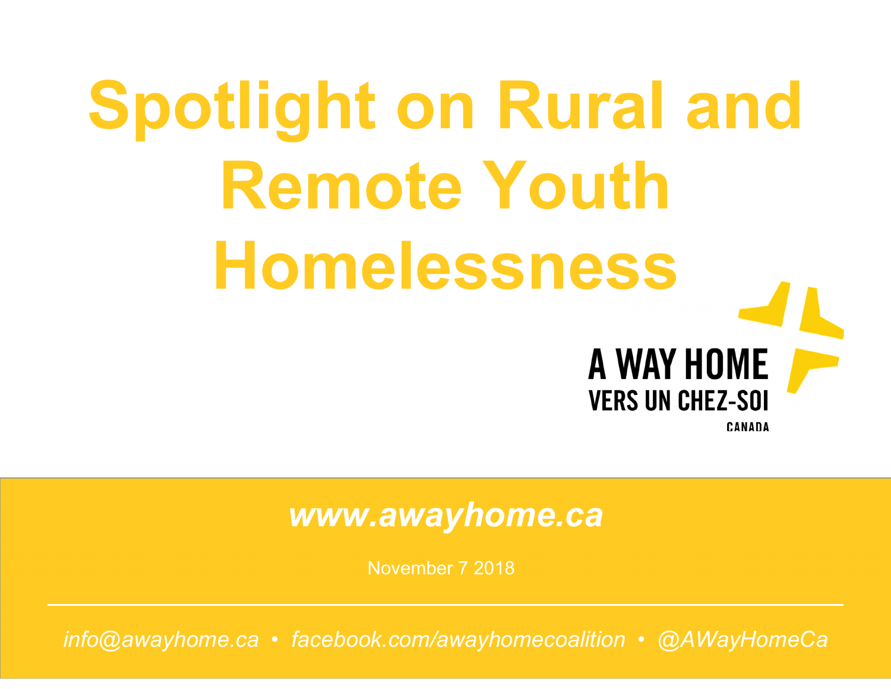# Spotlight on Rural and Remote Youth Homelessness

A WAY HOME
VERS UN CHEZ-SOI
CANADA

***www.awayhome.ca***

November 7 2018

*info@awayhome.ca • facebook.com/awayhomecoalition • @AWayHomeCa*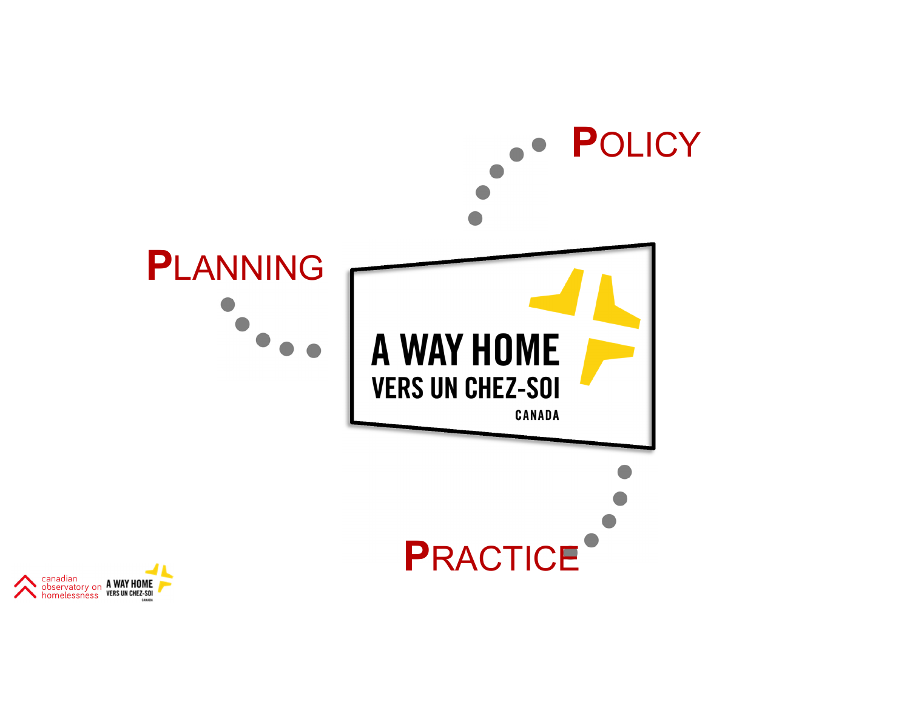POLICY

PLANNING

A WAY HOME
VERS UN CHEZ-SOI
CANADA

PRACTICE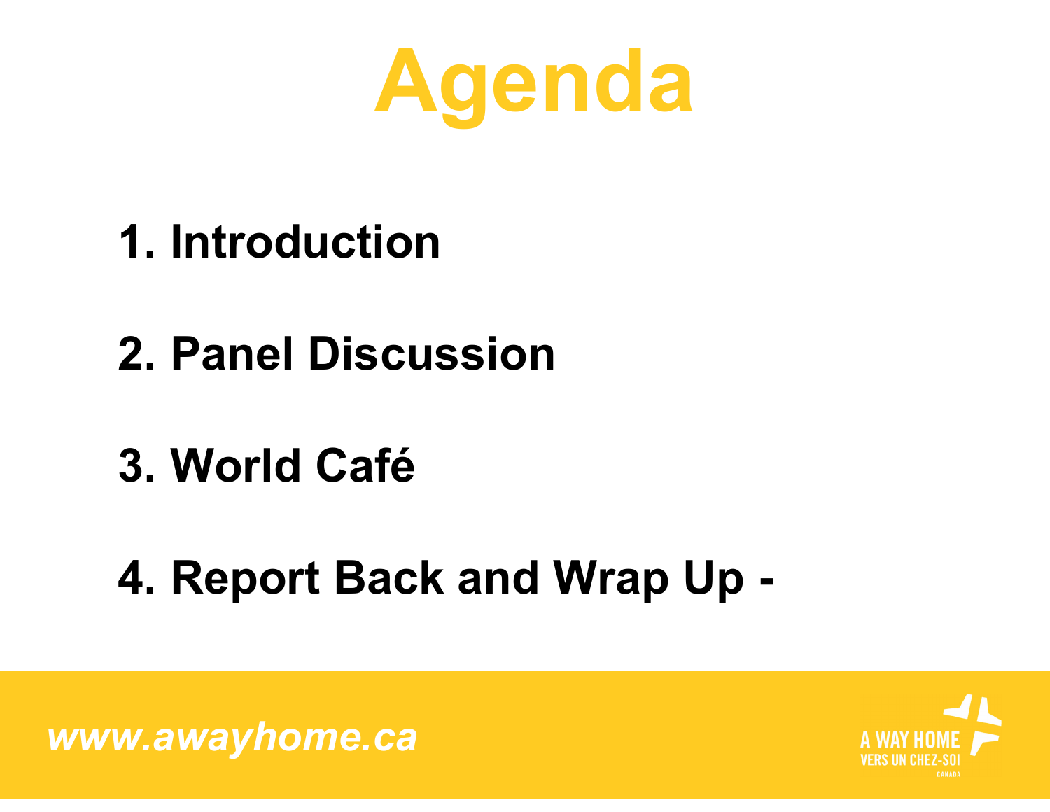# Agenda

1. Introduction

2. Panel Discussion

3. World Café

4. Report Back and Wrap Up -

*www.awayhome.ca*

A WAY HOME
VERS UN CHEZ-SOI
CANADA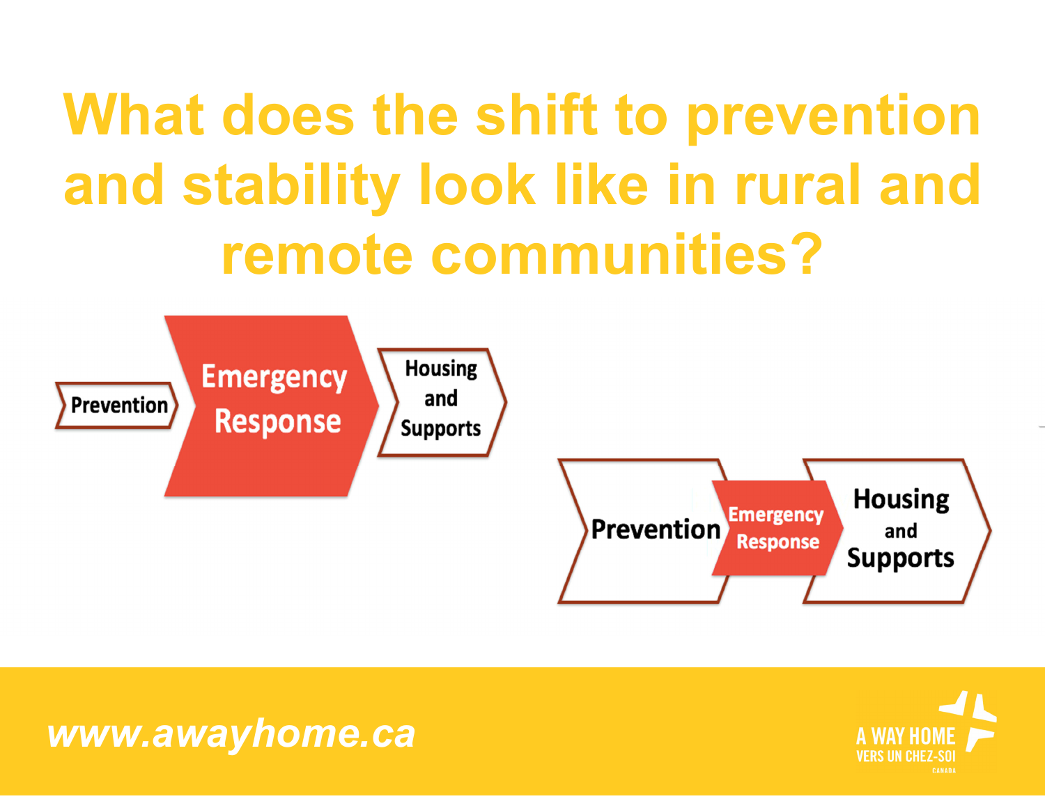# What does the shift to prevention and stability look like in rural and remote communities?

Prevention → **Emergency Response** → Housing and Supports

**Prevention** → Emergency Response → **Housing and Supports**

*www.awayhome.ca*

A WAY HOME
VERS UN CHEZ-SOI
CANADA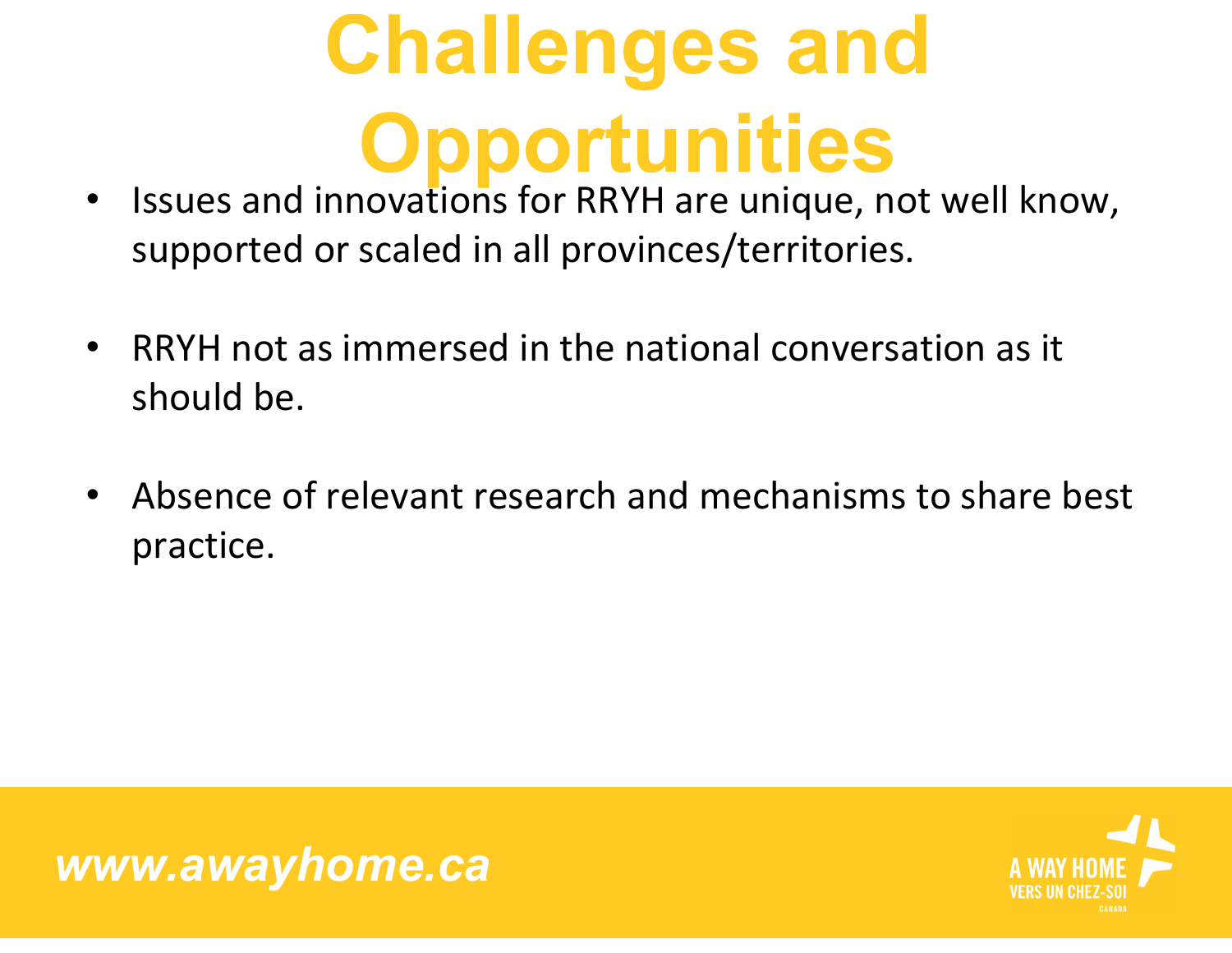# Challenges and Opportunities

- Issues and innovations for RRYH are unique, not well know, supported or scaled in all provinces/territories.

- RRYH not as immersed in the national conversation as it should be.

- Absence of relevant research and mechanisms to share best practice.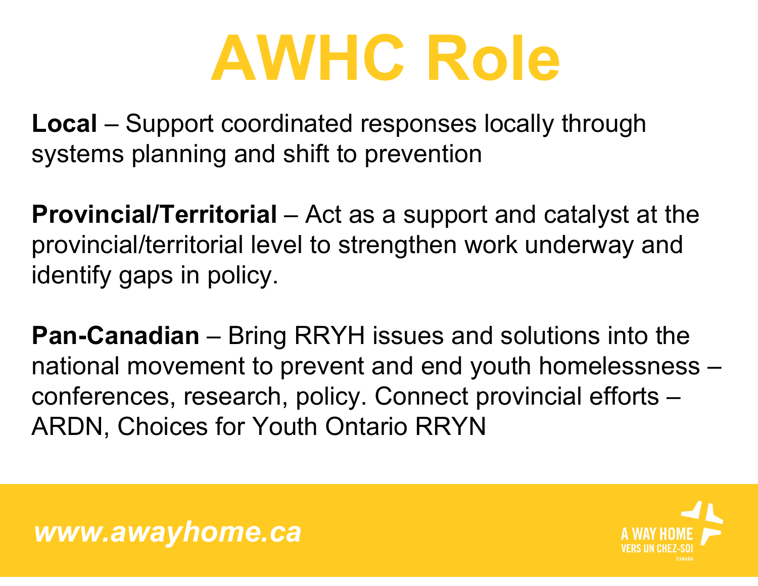# AWHC Role

**Local** – Support coordinated responses locally through systems planning and shift to prevention

**Provincial/Territorial** – Act as a support and catalyst at the provincial/territorial level to strengthen work underway and identify gaps in policy.

**Pan-Canadian** – Bring RRYH issues and solutions into the national movement to prevent and end youth homelessness – conferences, research, policy. Connect provincial efforts – ARDN, Choices for Youth Ontario RRYN

*www.awayhome.ca*

A WAY HOME
VERS UN CHEZ-SOI
CANADA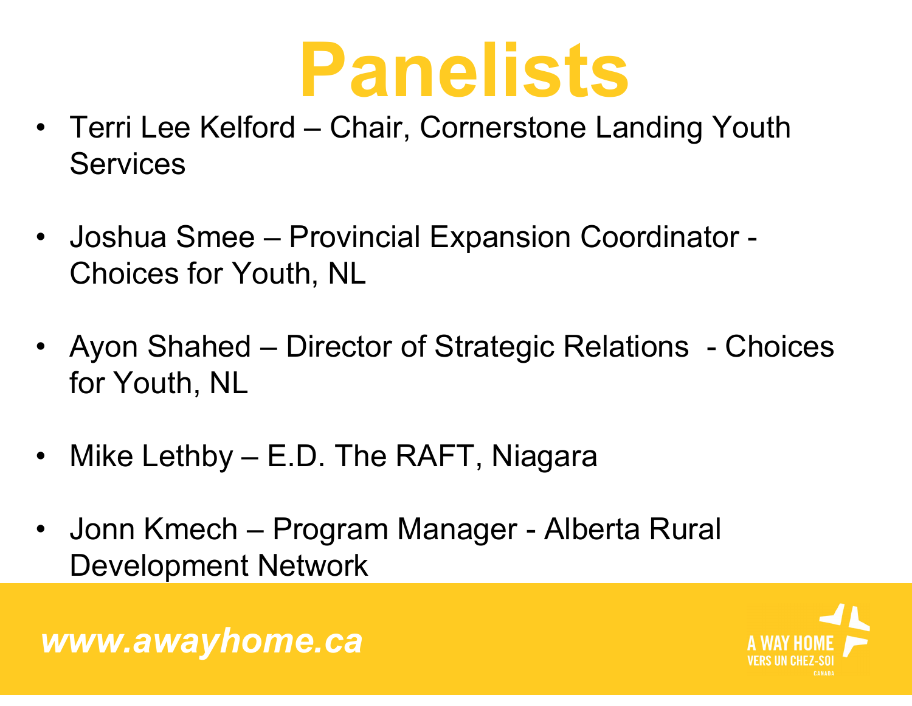# Panelists

- Terri Lee Kelford – Chair, Cornerstone Landing Youth Services
- Joshua Smee – Provincial Expansion Coordinator - Choices for Youth, NL
- Ayon Shahed – Director of Strategic Relations - Choices for Youth, NL
- Mike Lethby – E.D. The RAFT, Niagara
- Jonn Kmech – Program Manager - Alberta Rural Development Network

*www.awayhome.ca*

A WAY HOME
VERS UN CHEZ-SOI
CANADA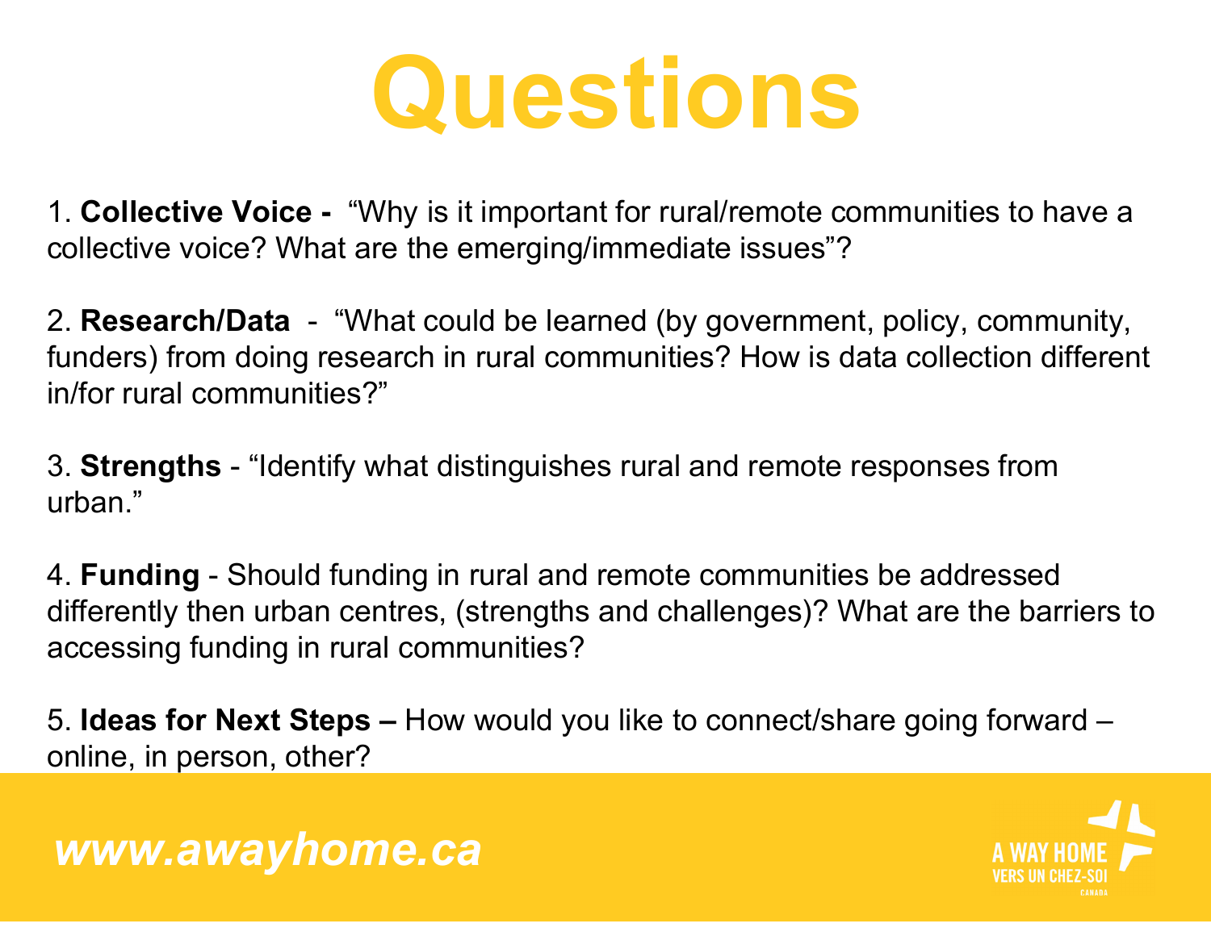# Questions

1. **Collective Voice -** "Why is it important for rural/remote communities to have a collective voice? What are the emerging/immediate issues"?

2. **Research/Data** - "What could be learned (by government, policy, community, funders) from doing research in rural communities? How is data collection different in/for rural communities?"

3. **Strengths** - "Identify what distinguishes rural and remote responses from urban."

4. **Funding** - Should funding in rural and remote communities be addressed differently then urban centres, (strengths and challenges)? What are the barriers to accessing funding in rural communities?

5. **Ideas for Next Steps –** How would you like to connect/share going forward – online, in person, other?

*www.awayhome.ca*

A WAY HOME
VERS UN CHEZ-SOI
CANADA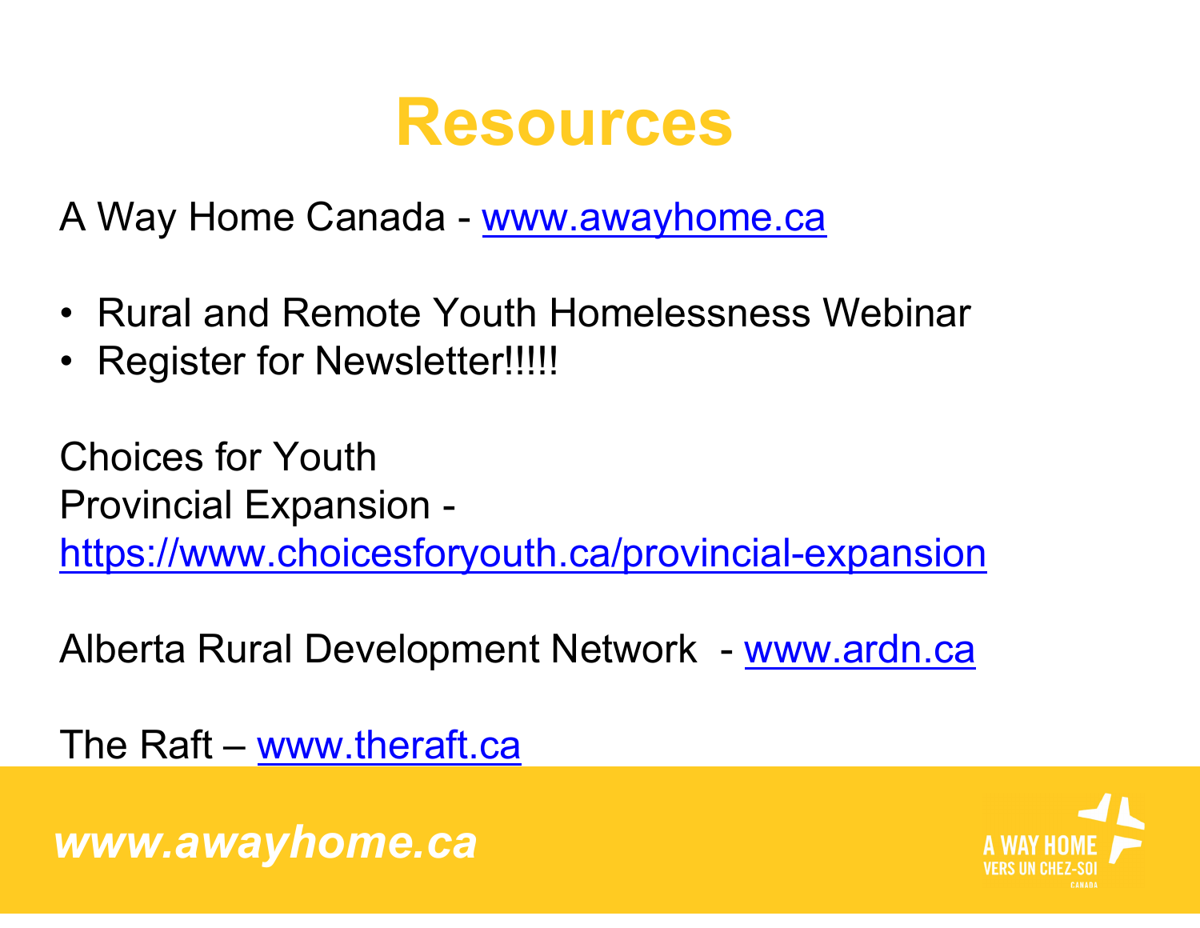# Resources

A Way Home Canada - www.awayhome.ca

- Rural and Remote Youth Homelessness Webinar
- Register for Newsletter!!!!!

Choices for Youth
Provincial Expansion -
https://www.choicesforyouth.ca/provincial-expansion

Alberta Rural Development Network - www.ardn.ca

The Raft – www.theraft.ca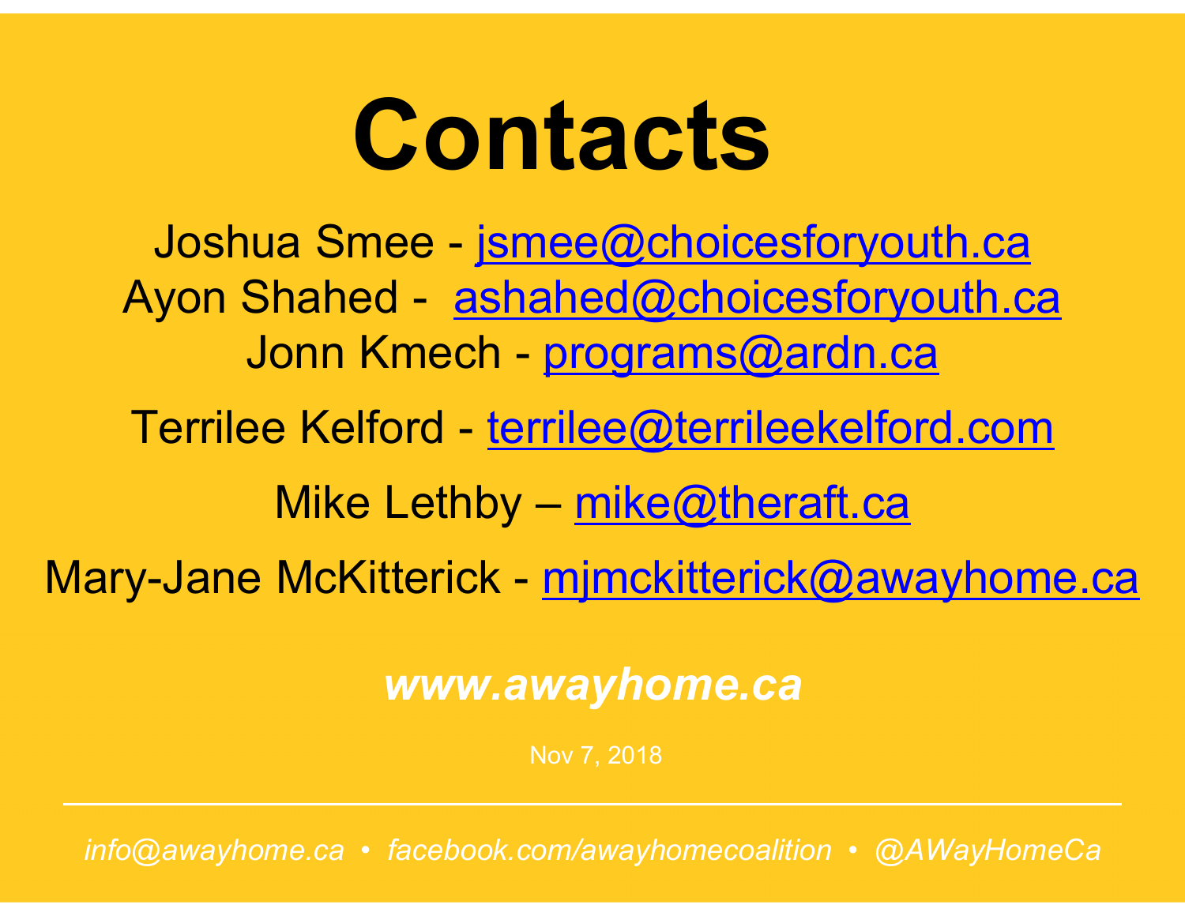# Contacts

Joshua Smee - jsmee@choicesforyouth.ca
Ayon Shahed - ashahed@choicesforyouth.ca
Jonn Kmech - programs@ardn.ca

Terrilee Kelford - terrilee@terrileekelford.com

Mike Lethby – mike@theraft.ca

Mary-Jane McKitterick - mjmckitterick@awayhome.ca

***www.awayhome.ca***

Nov 7, 2018

*info@awayhome.ca • facebook.com/awayhomecoalition • @AWayHomeCa*